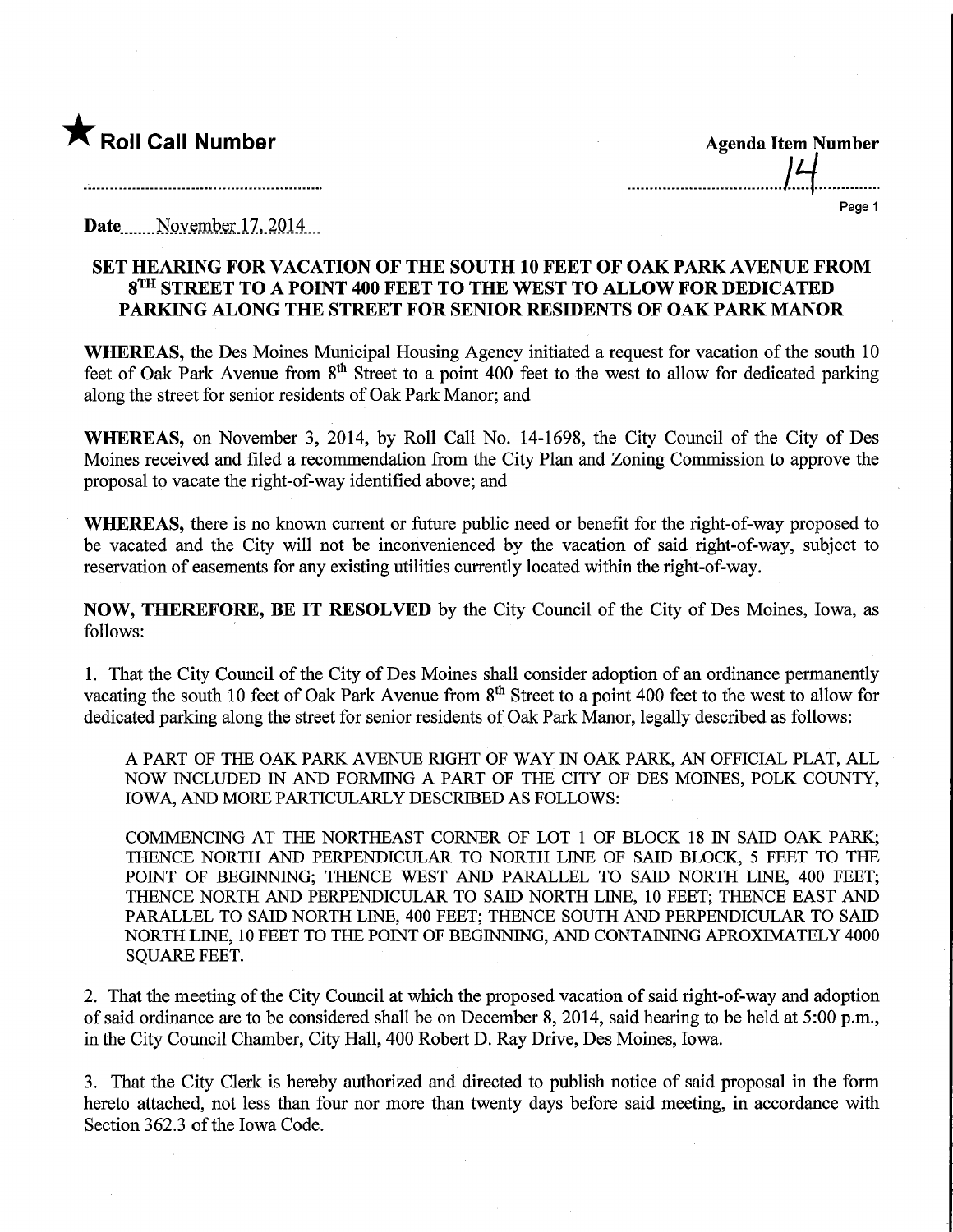★ **Roll Call Number**

**Agenda Item Number**

14

**Date** November 17, 2014

## SET HEARING FOR VACATION OF THE SOUTH 10 FEET OF OAK PARK AVENUE FROM 8TH STREET TO A POINT 400 FEET TO THE WEST TO ALLOW FOR DEDICATED PARKING ALONG THE STREET FOR SENIOR RESIDENTS OF OAK PARK MANOR

**WHEREAS,** the Des Moines Municipal Housing Agency initiated a request for vacation of the south 10 feet of Oak Park Avenue from 8th Street to a point 400 feet to the west to allow for dedicated parking along the street for senior residents of Oak Park Manor; and

**WHEREAS,** on November 3, 2014, by Roll Call No. 14-1698, the City Council of the City of Des Moines received and filed a recommendation from the City Plan and Zoning Commission to approve the proposal to vacate the right-of-way identified above; and

**WHEREAS,** there is no known current or future public need or benefit for the right-of-way proposed to be vacated and the City will not be inconvenienced by the vacation of said right-of-way, subject to reservation of easements for any existing utilities currently located within the right-of-way.

**NOW, THEREFORE, BE IT RESOLVED** by the City Council of the City of Des Moines, Iowa, as follows:

1. That the City Council of the City of Des Moines shall consider adoption of an ordinance permanently vacating the south 10 feet of Oak Park Avenue from 8th Street to a point 400 feet to the west to allow for dedicated parking along the street for senior residents of Oak Park Manor, legally described as follows:

   A PART OF THE OAK PARK AVENUE RIGHT OF WAY IN OAK PARK, AN OFFICIAL PLAT, ALL NOW INCLUDED IN AND FORMING A PART OF THE CITY OF DES MOINES, POLK COUNTY, IOWA, AND MORE PARTICULARLY DESCRIBED AS FOLLOWS:

   COMMENCING AT THE NORTHEAST CORNER OF LOT 1 OF BLOCK 18 IN SAID OAK PARK; THENCE NORTH AND PERPENDICULAR TO NORTH LINE OF SAID BLOCK, 5 FEET TO THE POINT OF BEGINNING; THENCE WEST AND PARALLEL TO SAID NORTH LINE, 400 FEET; THENCE NORTH AND PERPENDICULAR TO SAID NORTH LINE, 10 FEET; THENCE EAST AND PARALLEL TO SAID NORTH LINE, 400 FEET; THENCE SOUTH AND PERPENDICULAR TO SAID NORTH LINE, 10 FEET TO THE POINT OF BEGINNING, AND CONTAINING APROXIMATELY 4000 SQUARE FEET.

2. That the meeting of the City Council at which the proposed vacation of said right-of-way and adoption of said ordinance are to be considered shall be on December 8, 2014, said hearing to be held at 5:00 p.m., in the City Council Chamber, City Hall, 400 Robert D. Ray Drive, Des Moines, Iowa.

3. That the City Clerk is hereby authorized and directed to publish notice of said proposal in the form hereto attached, not less than four nor more than twenty days before said meeting, in accordance with Section 362.3 of the Iowa Code.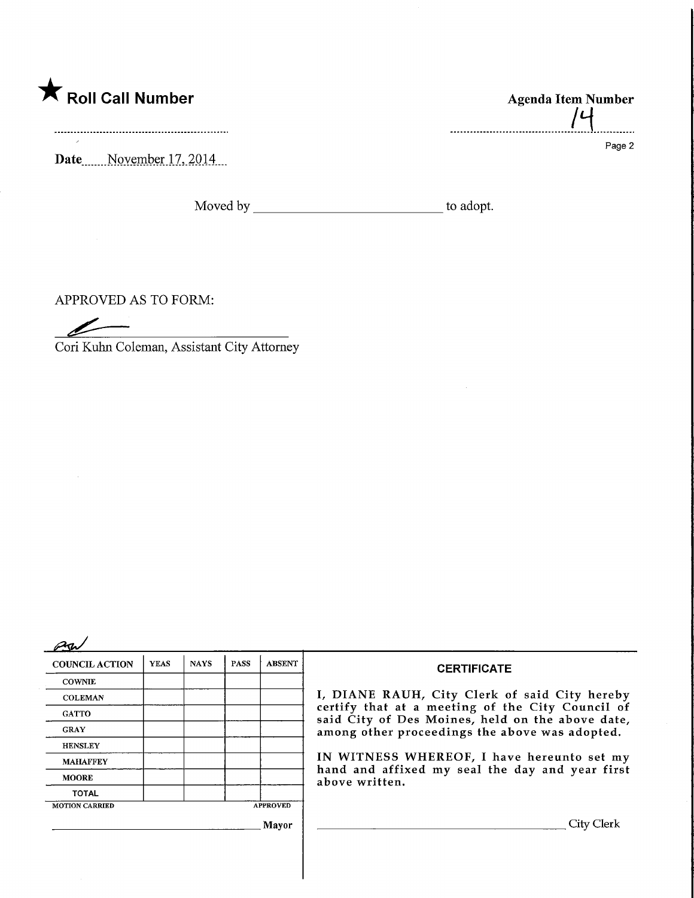★ **Roll Call Number**

**Agenda Item Number**

14

**Date** November 17, 2014

Moved by ____________________________ to adopt.

APPROVED AS TO FORM:

Cori Kuhn Coleman, Assistant City Attorney

| COUNCIL ACTION | YEAS | NAYS | PASS | ABSENT |
|---|---|---|---|---|
| COWNIE | | | | |
| COLEMAN | | | | |
| GATTO | | | | |
| GRAY | | | | |
| HENSLEY | | | | |
| MAHAFFEY | | | | |
| MOORE | | | | |
| TOTAL | | | | |

MOTION CARRIED APPROVED

______________________________ Mayor

**CERTIFICATE**

I, DIANE RAUH, City Clerk of said City hereby certify that at a meeting of the City Council of said City of Des Moines, held on the above date, among other proceedings the above was adopted.

IN WITNESS WHEREOF, I have hereunto set my hand and affixed my seal the day and year first above written.

______________________________ City Clerk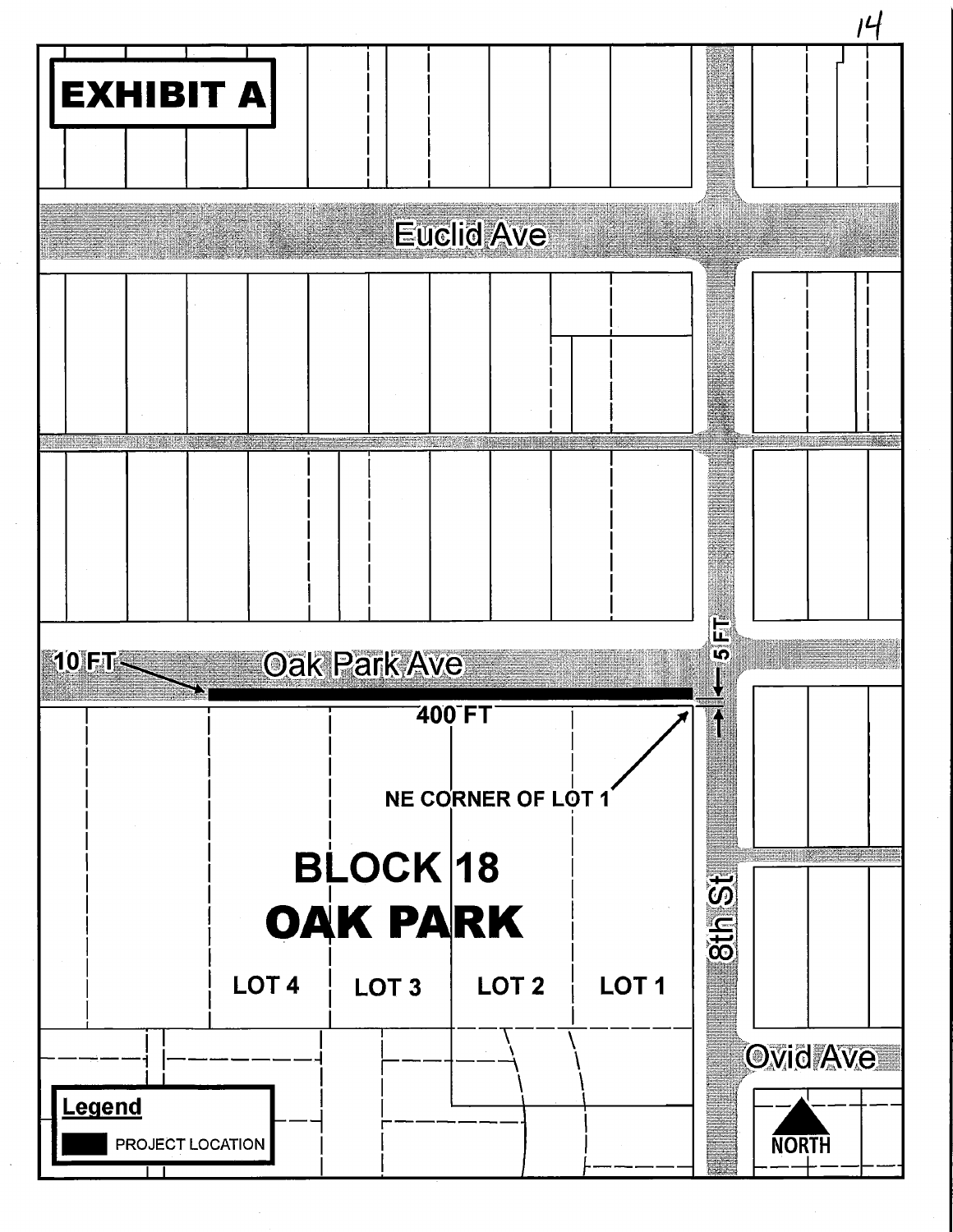# EXHIBIT A

Euclid Ave

10 FT

Oak Park Ave

5 FT

400 FT

NE CORNER OF LOT 1

BLOCK 18

OAK PARK

LOT 4

LOT 3

LOT 2

LOT 1

8th St

Ovid Ave

NORTH

**Legend**

PROJECT LOCATION